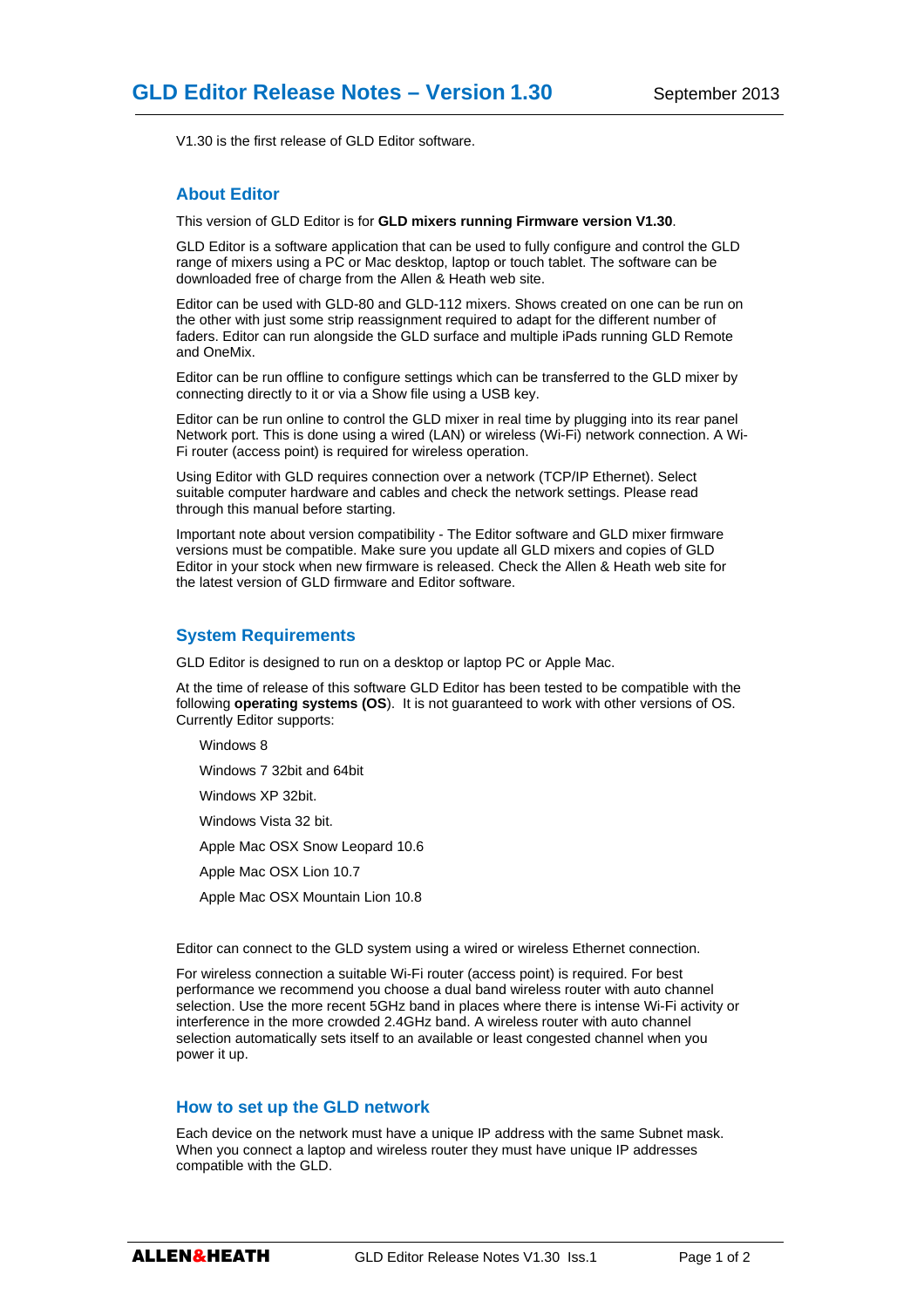# GLD Editor Release Notes – Version 1.30

September 2013

V1.30 is the first release of GLD Editor software.

## About Editor

This version of GLD Editor is for **GLD mixers running Firmware version V1.30**.

GLD Editor is a software application that can be used to fully configure and control the GLD range of mixers using a PC or Mac desktop, laptop or touch tablet. The software can be downloaded free of charge from the Allen & Heath web site.

Editor can be used with GLD-80 and GLD-112 mixers. Shows created on one can be run on the other with just some strip reassignment required to adapt for the different number of faders. Editor can run alongside the GLD surface and multiple iPads running GLD Remote and OneMix.

Editor can be run offline to configure settings which can be transferred to the GLD mixer by connecting directly to it or via a Show file using a USB key.

Editor can be run online to control the GLD mixer in real time by plugging into its rear panel Network port. This is done using a wired (LAN) or wireless (Wi-Fi) network connection. A Wi-Fi router (access point) is required for wireless operation.

Using Editor with GLD requires connection over a network (TCP/IP Ethernet). Select suitable computer hardware and cables and check the network settings. Please read through this manual before starting.

Important note about version compatibility - The Editor software and GLD mixer firmware versions must be compatible. Make sure you update all GLD mixers and copies of GLD Editor in your stock when new firmware is released. Check the Allen & Heath web site for the latest version of GLD firmware and Editor software.

## System Requirements

GLD Editor is designed to run on a desktop or laptop PC or Apple Mac.

At the time of release of this software GLD Editor has been tested to be compatible with the following **operating systems (OS**). It is not guaranteed to work with other versions of OS. Currently Editor supports:

- Windows 8
- Windows 7 32bit and 64bit
- Windows XP 32bit.
- Windows Vista 32 bit.
- Apple Mac OSX Snow Leopard 10.6
- Apple Mac OSX Lion 10.7
- Apple Mac OSX Mountain Lion 10.8

Editor can connect to the GLD system using a wired or wireless Ethernet connection.

For wireless connection a suitable Wi-Fi router (access point) is required. For best performance we recommend you choose a dual band wireless router with auto channel selection. Use the more recent 5GHz band in places where there is intense Wi-Fi activity or interference in the more crowded 2.4GHz band. A wireless router with auto channel selection automatically sets itself to an available or least congested channel when you power it up.

## How to set up the GLD network

Each device on the network must have a unique IP address with the same Subnet mask. When you connect a laptop and wireless router they must have unique IP addresses compatible with the GLD.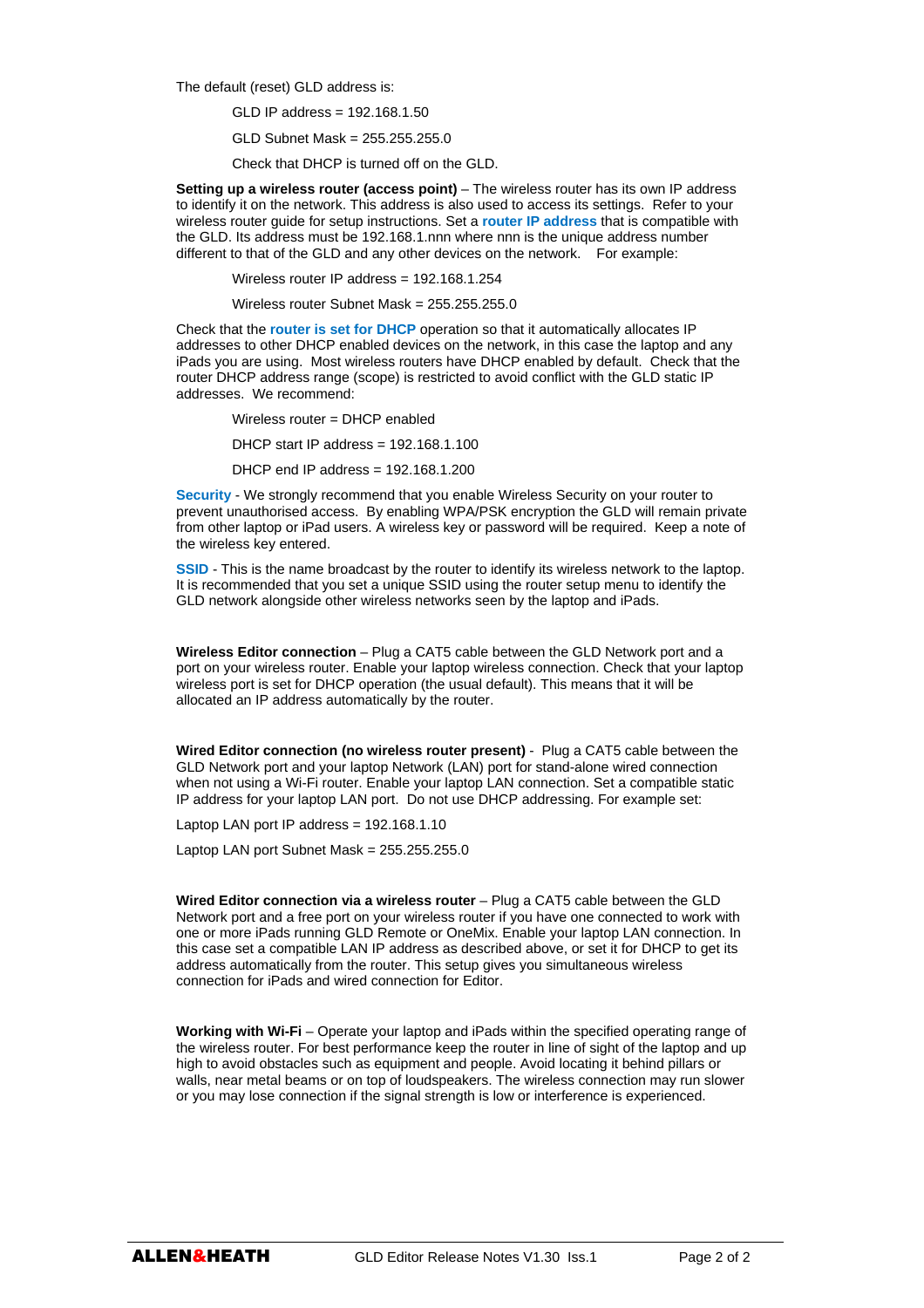The default (reset) GLD address is:

GLD IP address = 192.168.1.50

GLD Subnet Mask = 255.255.255.0

Check that DHCP is turned off on the GLD.

**Setting up a wireless router (access point)** – The wireless router has its own IP address to identify it on the network. This address is also used to access its settings. Refer to your wireless router guide for setup instructions. Set a **router IP address** that is compatible with the GLD. Its address must be 192.168.1.nnn where nnn is the unique address number different to that of the GLD and any other devices on the network. For example:

Wireless router IP address = 192.168.1.254

Wireless router Subnet Mask = 255.255.255.0

Check that the **router is set for DHCP** operation so that it automatically allocates IP addresses to other DHCP enabled devices on the network, in this case the laptop and any iPads you are using. Most wireless routers have DHCP enabled by default. Check that the router DHCP address range (scope) is restricted to avoid conflict with the GLD static IP addresses. We recommend:

Wireless router = DHCP enabled

DHCP start IP address = 192.168.1.100

DHCP end IP address = 192.168.1.200

**Security** - We strongly recommend that you enable Wireless Security on your router to prevent unauthorised access. By enabling WPA/PSK encryption the GLD will remain private from other laptop or iPad users. A wireless key or password will be required. Keep a note of the wireless key entered.

**SSID** - This is the name broadcast by the router to identify its wireless network to the laptop. It is recommended that you set a unique SSID using the router setup menu to identify the GLD network alongside other wireless networks seen by the laptop and iPads.

**Wireless Editor connection** – Plug a CAT5 cable between the GLD Network port and a port on your wireless router. Enable your laptop wireless connection. Check that your laptop wireless port is set for DHCP operation (the usual default). This means that it will be allocated an IP address automatically by the router.

**Wired Editor connection (no wireless router present)** - Plug a CAT5 cable between the GLD Network port and your laptop Network (LAN) port for stand-alone wired connection when not using a Wi-Fi router. Enable your laptop LAN connection. Set a compatible static IP address for your laptop LAN port. Do not use DHCP addressing. For example set:

Laptop LAN port IP address = 192.168.1.10

Laptop LAN port Subnet Mask = 255.255.255.0

**Wired Editor connection via a wireless router** – Plug a CAT5 cable between the GLD Network port and a free port on your wireless router if you have one connected to work with one or more iPads running GLD Remote or OneMix. Enable your laptop LAN connection. In this case set a compatible LAN IP address as described above, or set it for DHCP to get its address automatically from the router. This setup gives you simultaneous wireless connection for iPads and wired connection for Editor.

**Working with Wi-Fi** – Operate your laptop and iPads within the specified operating range of the wireless router. For best performance keep the router in line of sight of the laptop and up high to avoid obstacles such as equipment and people. Avoid locating it behind pillars or walls, near metal beams or on top of loudspeakers. The wireless connection may run slower or you may lose connection if the signal strength is low or interference is experienced.